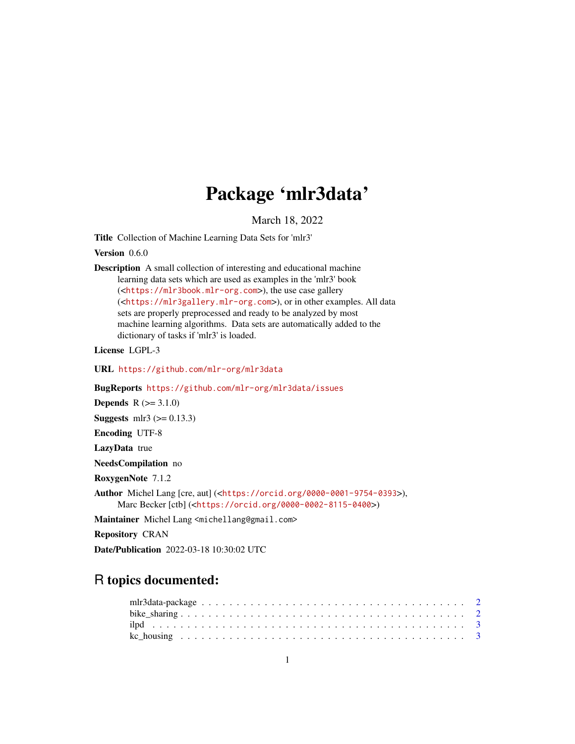# Package 'mlr3data'

March 18, 2022

**Title** Collection of Machine Learning Data Sets for 'mlr3'

**Version** 0.6.0

**Description** A small collection of interesting and educational machine learning data sets which are used as examples in the 'mlr3' book (<https://mlr3book.mlr-org.com>), the use case gallery (<https://mlr3gallery.mlr-org.com>), or in other examples. All data sets are properly preprocessed and ready to be analyzed by most machine learning algorithms. Data sets are automatically added to the dictionary of tasks if 'mlr3' is loaded.

**License** LGPL-3

**URL** https://github.com/mlr-org/mlr3data

**BugReports** https://github.com/mlr-org/mlr3data/issues

**Depends** R (>= 3.1.0)

**Suggests** mlr3 (>= 0.13.3)

**Encoding** UTF-8

**LazyData** true

**NeedsCompilation** no

**RoxygenNote** 7.1.2

**Author** Michel Lang [cre, aut] (<https://orcid.org/0000-0001-9754-0393>), Marc Becker [ctb] (<https://orcid.org/0000-0002-8115-0400>)

**Maintainer** Michel Lang <michellang@gmail.com>

**Repository** CRAN

**Date/Publication** 2022-03-18 10:30:02 UTC

## R topics documented:

- mlr3data-package . . . . . . . . . . . . . . . . . . . . . . . . . . . . . . . . . . . . 2
- bike_sharing . . . . . . . . . . . . . . . . . . . . . . . . . . . . . . . . . . . . . . . 2
- ilpd . . . . . . . . . . . . . . . . . . . . . . . . . . . . . . . . . . . . . . . . . . . 3
- kc_housing . . . . . . . . . . . . . . . . . . . . . . . . . . . . . . . . . . . . . . . . 3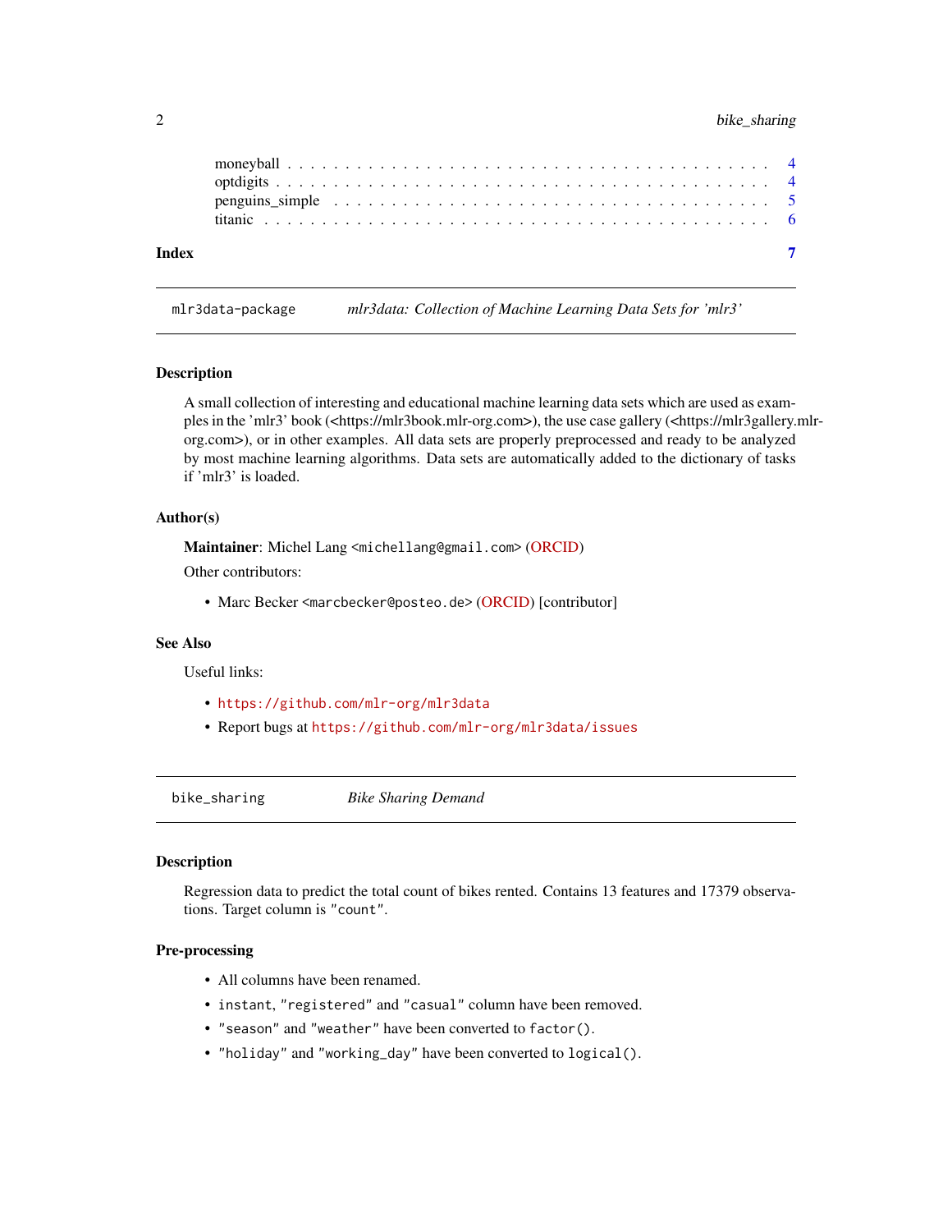moneyball . . . . . . . . . . . . . . . . . . . . . . . . . . . . . . . . . . . . . . . . . 4
optdigits . . . . . . . . . . . . . . . . . . . . . . . . . . . . . . . . . . . . . . . . . 4
penguins_simple . . . . . . . . . . . . . . . . . . . . . . . . . . . . . . . . . . . . . 5
titanic . . . . . . . . . . . . . . . . . . . . . . . . . . . . . . . . . . . . . . . . . . 6

**Index** **7**

---

`mlr3data-package` *mlr3data: Collection of Machine Learning Data Sets for 'mlr3'*

---

### Description

A small collection of interesting and educational machine learning data sets which are used as examples in the 'mlr3' book (<https://mlr3book.mlr-org.com>), the use case gallery (<https://mlr3gallery.mlr-org.com>), or in other examples. All data sets are properly preprocessed and ready to be analyzed by most machine learning algorithms. Data sets are automatically added to the dictionary of tasks if 'mlr3' is loaded.

### Author(s)

**Maintainer**: Michel Lang <`michellang@gmail.com`> (ORCID)

Other contributors:

- Marc Becker <`marcbecker@posteo.de`> (ORCID) [contributor]

### See Also

Useful links:

- `https://github.com/mlr-org/mlr3data`
- Report bugs at `https://github.com/mlr-org/mlr3data/issues`

---

`bike_sharing` *Bike Sharing Demand*

---

### Description

Regression data to predict the total count of bikes rented. Contains 13 features and 17379 observations. Target column is `"count"`.

### Pre-processing

- All columns have been renamed.
- `instant`, `"registered"` and `"casual"` column have been removed.
- `"season"` and `"weather"` have been converted to `factor()`.
- `"holiday"` and `"working_day"` have been converted to `logical()`.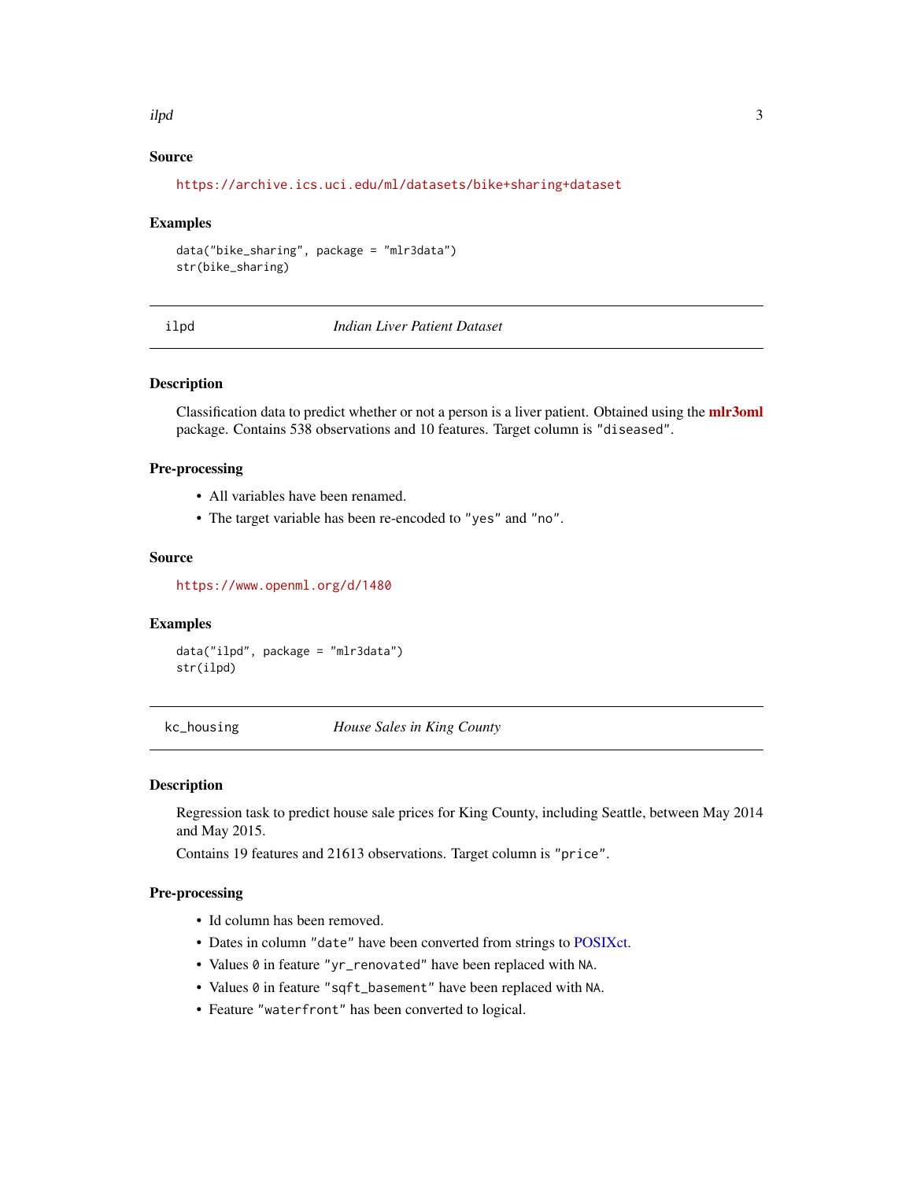### Source

https://archive.ics.uci.edu/ml/datasets/bike+sharing+dataset

### Examples

```
data("bike_sharing", package = "mlr3data")
str(bike_sharing)
```

---

## ilpd — *Indian Liver Patient Dataset*

---

### Description

Classification data to predict whether or not a person is a liver patient. Obtained using the **mlr3oml** package. Contains 538 observations and 10 features. Target column is "diseased".

### Pre-processing

- All variables have been renamed.
- The target variable has been re-encoded to "yes" and "no".

### Source

https://www.openml.org/d/1480

### Examples

```
data("ilpd", package = "mlr3data")
str(ilpd)
```

---

## kc_housing — *House Sales in King County*

---

### Description

Regression task to predict house sale prices for King County, including Seattle, between May 2014 and May 2015.

Contains 19 features and 21613 observations. Target column is "price".

### Pre-processing

- Id column has been removed.
- Dates in column "date" have been converted from strings to POSIXct.
- Values 0 in feature "yr_renovated" have been replaced with NA.
- Values 0 in feature "sqft_basement" have been replaced with NA.
- Feature "waterfront" has been converted to logical.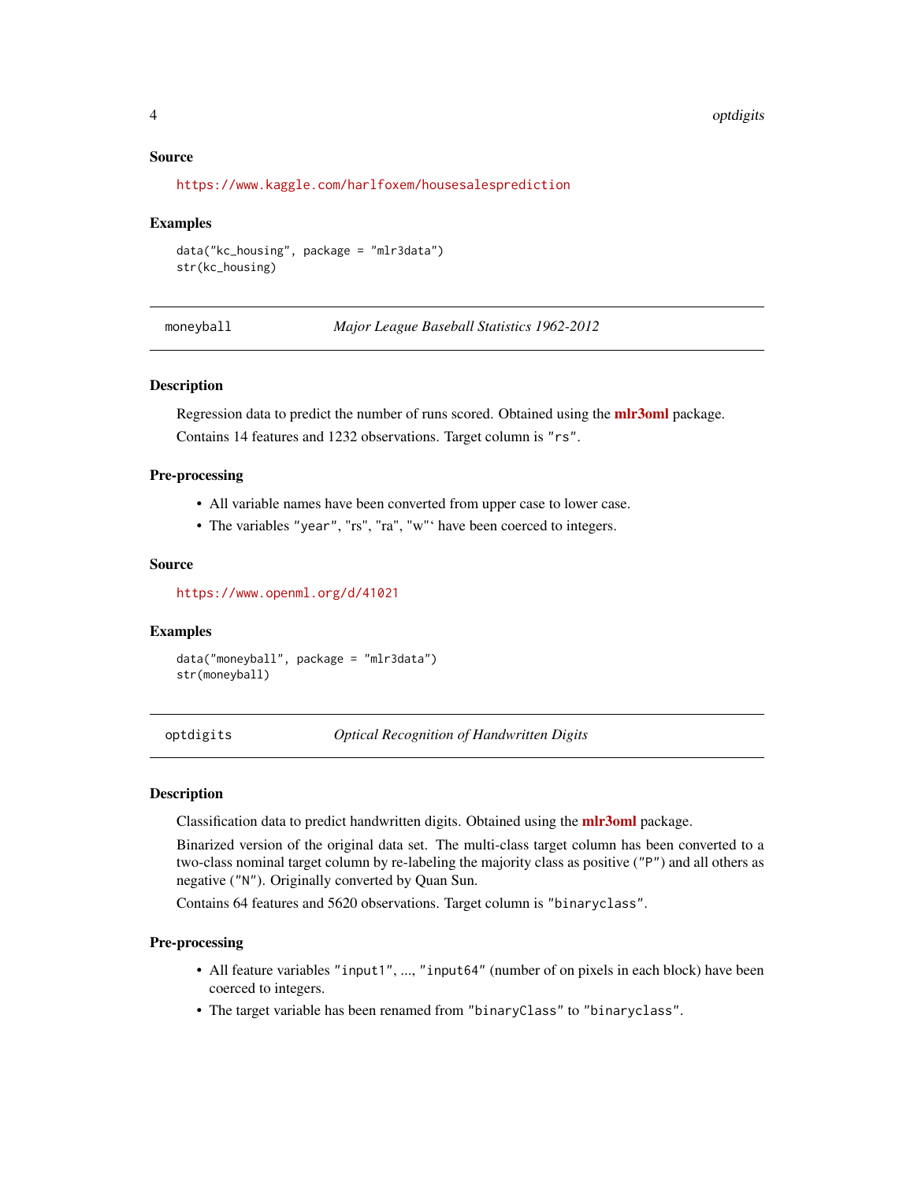### Source

https://www.kaggle.com/harlfoxem/housesalesprediction

### Examples

```
data("kc_housing", package = "mlr3data")
str(kc_housing)
```

---

## moneyball — *Major League Baseball Statistics 1962-2012*

### Description

Regression data to predict the number of runs scored. Obtained using the **mlr3oml** package.

Contains 14 features and 1232 observations. Target column is `"rs"`.

### Pre-processing

- All variable names have been converted from upper case to lower case.
- The variables `"year"`, "rs", "ra", "w"‘ have been coerced to integers.

### Source

https://www.openml.org/d/41021

### Examples

```
data("moneyball", package = "mlr3data")
str(moneyball)
```

---

## optdigits — *Optical Recognition of Handwritten Digits*

### Description

Classification data to predict handwritten digits. Obtained using the **mlr3oml** package.

Binarized version of the original data set. The multi-class target column has been converted to a two-class nominal target column by re-labeling the majority class as positive (`"P"`) and all others as negative (`"N"`). Originally converted by Quan Sun.

Contains 64 features and 5620 observations. Target column is `"binaryclass"`.

### Pre-processing

- All feature variables `"input1"`, ..., `"input64"` (number of on pixels in each block) have been coerced to integers.
- The target variable has been renamed from `"binaryClass"` to `"binaryclass"`.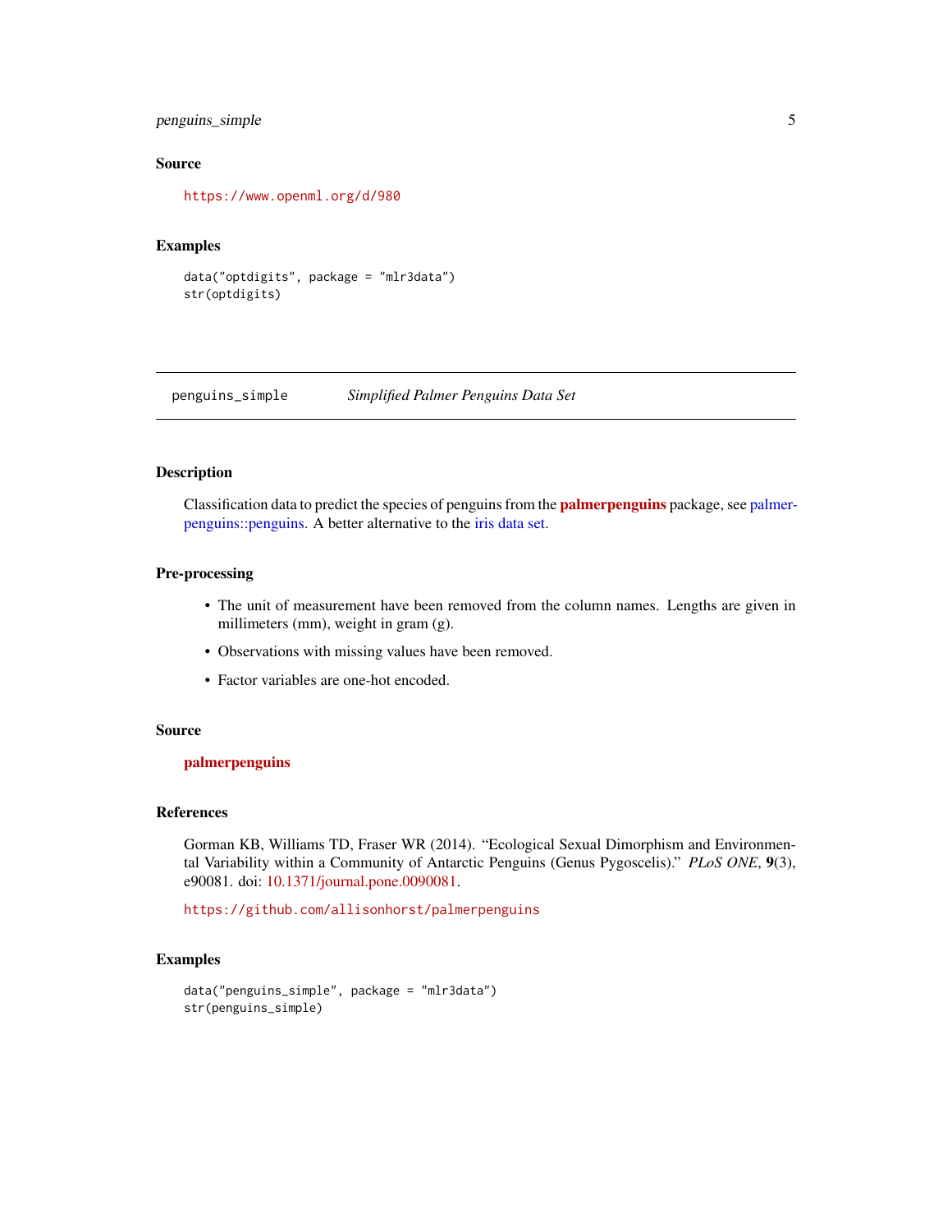### Source

https://www.openml.org/d/980

### Examples

```
data("optdigits", package = "mlr3data")
str(optdigits)
```

## penguins_simple — *Simplified Palmer Penguins Data Set*

### Description

Classification data to predict the species of penguins from the **palmerpenguins** package, see palmerpenguins::penguins. A better alternative to the iris data set.

### Pre-processing

- The unit of measurement have been removed from the column names. Lengths are given in millimeters (mm), weight in gram (g).
- Observations with missing values have been removed.
- Factor variables are one-hot encoded.

### Source

**palmerpenguins**

### References

Gorman KB, Williams TD, Fraser WR (2014). "Ecological Sexual Dimorphism and Environmental Variability within a Community of Antarctic Penguins (Genus Pygoscelis)." *PLoS ONE*, **9**(3), e90081. doi: 10.1371/journal.pone.0090081.

https://github.com/allisonhorst/palmerpenguins

### Examples

```
data("penguins_simple", package = "mlr3data")
str(penguins_simple)
```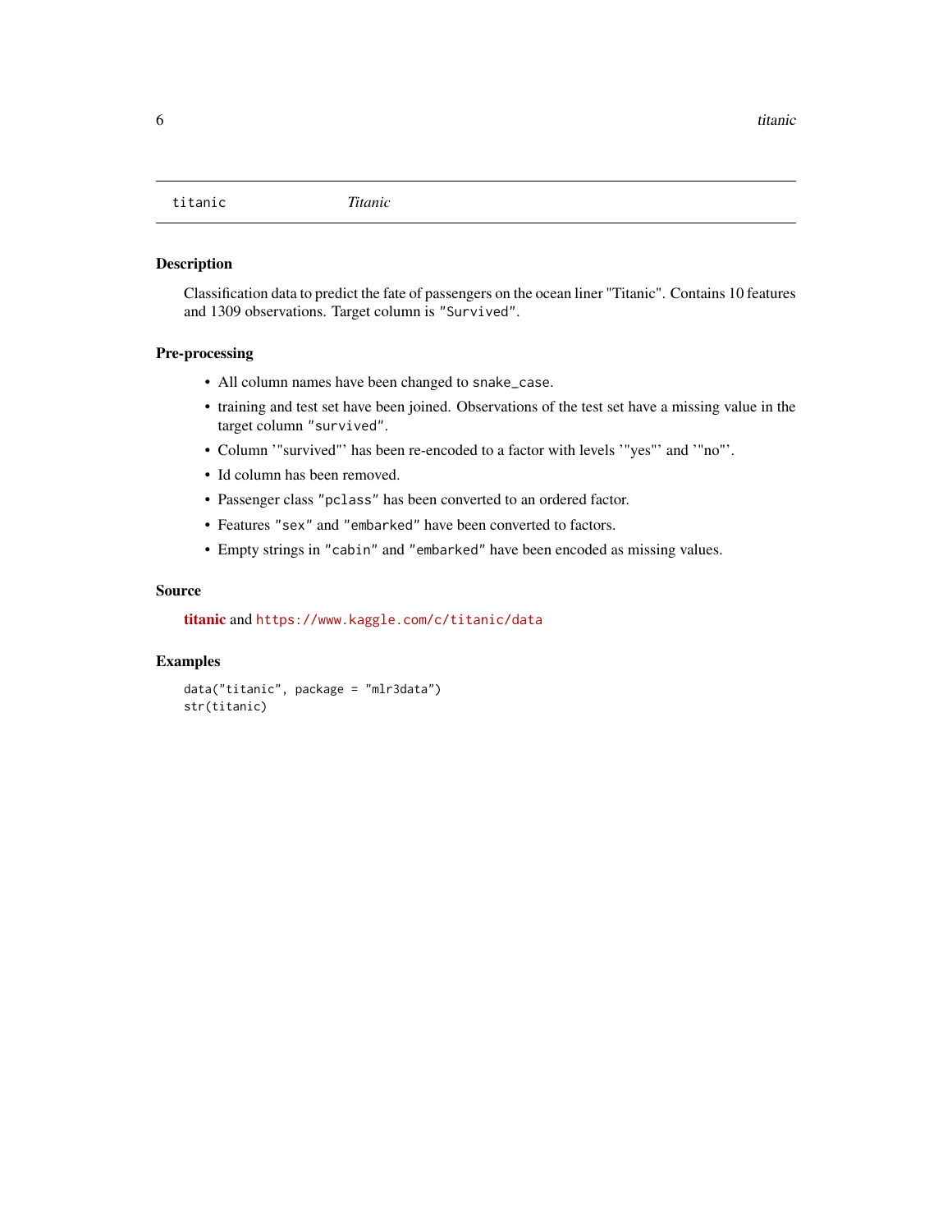titanic *Titanic*

## Description

Classification data to predict the fate of passengers on the ocean liner "Titanic". Contains 10 features and 1309 observations. Target column is `"Survived"`.

## Pre-processing

- All column names have been changed to `snake_case`.
- training and test set have been joined. Observations of the test set have a missing value in the target column `"survived"`.
- Column '"survived"' has been re-encoded to a factor with levels '"yes"' and '"no"'.
- Id column has been removed.
- Passenger class `"pclass"` has been converted to an ordered factor.
- Features `"sex"` and `"embarked"` have been converted to factors.
- Empty strings in `"cabin"` and `"embarked"` have been encoded as missing values.

## Source

**titanic** and `https://www.kaggle.com/c/titanic/data`

## Examples

```
data("titanic", package = "mlr3data")
str(titanic)
```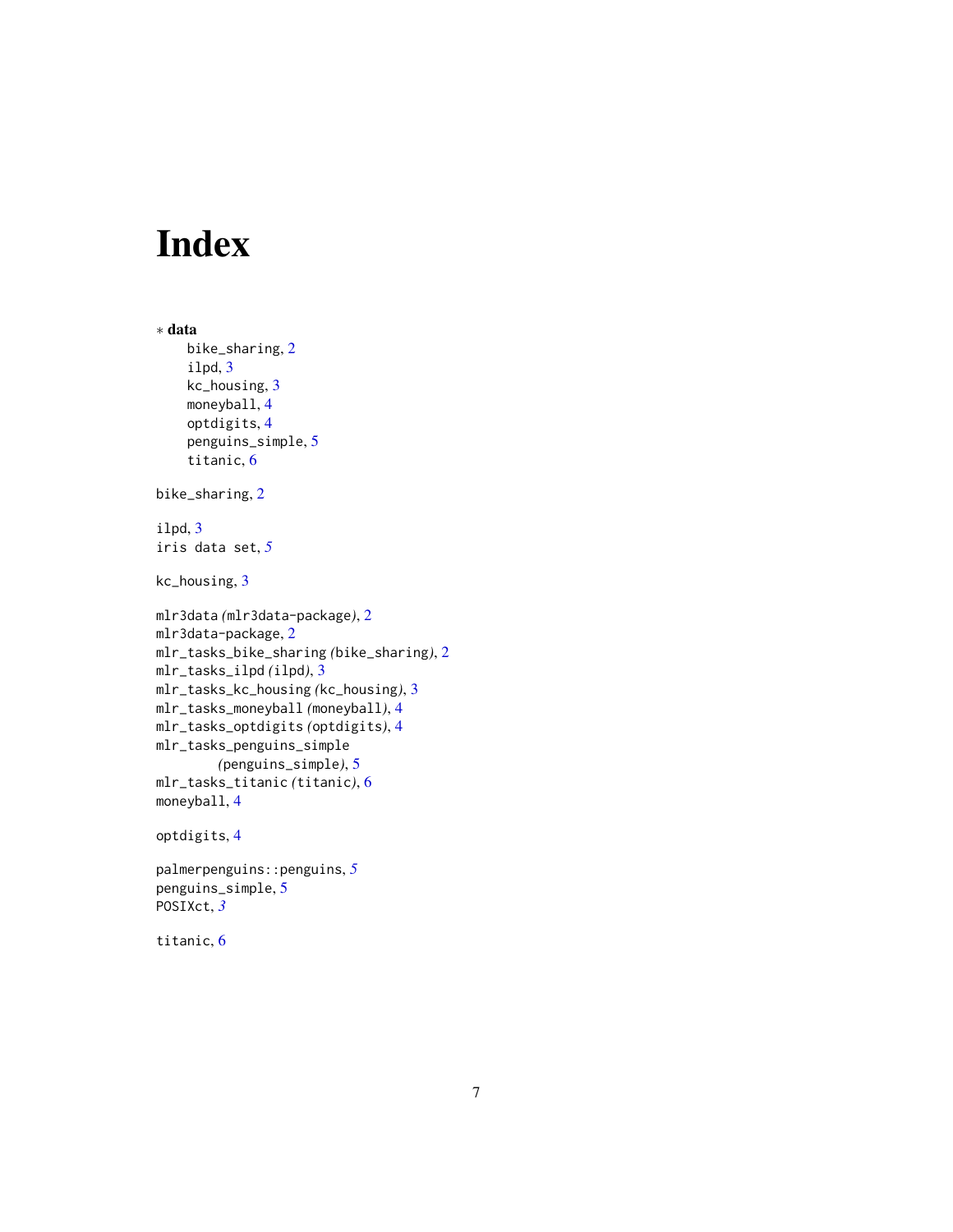# Index

∗ **data**

- bike_sharing, 2
- ilpd, 3
- kc_housing, 3
- moneyball, 4
- optdigits, 4
- penguins_simple, 5
- titanic, 6

bike_sharing, 2

ilpd, 3
iris data set, *5*

kc_housing, 3

mlr3data *(*mlr3data-package*)*, 2
mlr3data-package, 2
mlr_tasks_bike_sharing *(*bike_sharing*)*, 2
mlr_tasks_ilpd *(*ilpd*)*, 3
mlr_tasks_kc_housing *(*kc_housing*)*, 3
mlr_tasks_moneyball *(*moneyball*)*, 4
mlr_tasks_optdigits *(*optdigits*)*, 4
mlr_tasks_penguins_simple
    *(*penguins_simple*)*, 5
mlr_tasks_titanic *(*titanic*)*, 6
moneyball, 4

optdigits, 4

palmerpenguins::penguins, *5*
penguins_simple, 5
POSIXct, *3*

titanic, 6